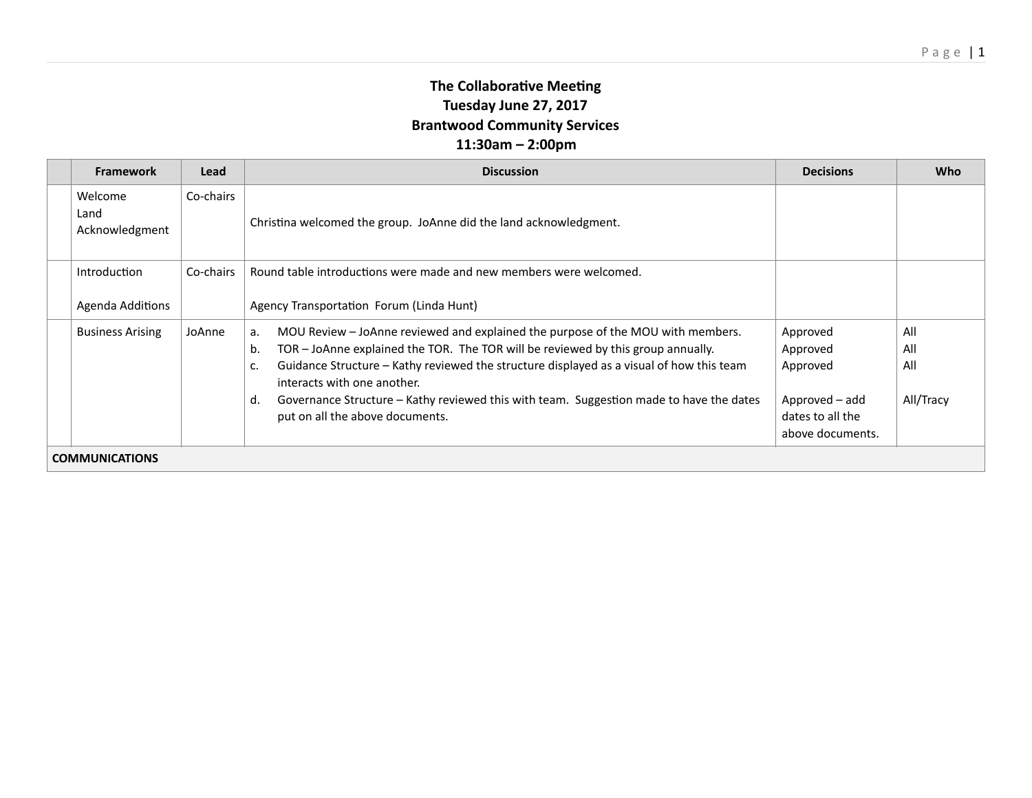# The Collaborative Meeting
## Tuesday June 27, 2017
## Brantwood Community Services
## 11:30am – 2:00pm

| | Framework | Lead | Discussion | Decisions | Who |
|---|---|---|---|---|---|
| | Welcome<br>Land Acknowledgment | Co-chairs | Christina welcomed the group. JoAnne did the land acknowledgment. | | |
| | Introduction<br><br>Agenda Additions | Co-chairs | Round table introductions were made and new members were welcomed.<br><br>Agency Transportation Forum (Linda Hunt) | | |
| | Business Arising | JoAnne | a. MOU Review – JoAnne reviewed and explained the purpose of the MOU with members.<br>b. TOR – JoAnne explained the TOR. The TOR will be reviewed by this group annually.<br>c. Guidance Structure – Kathy reviewed the structure displayed as a visual of how this team interacts with one another.<br>d. Governance Structure – Kathy reviewed this with team. Suggestion made to have the dates put on all the above documents. | Approved<br>Approved<br>Approved<br><br>Approved – add dates to all the above documents. | All<br>All<br>All<br><br>All/Tracy |
| **COMMUNICATIONS** | | | | | |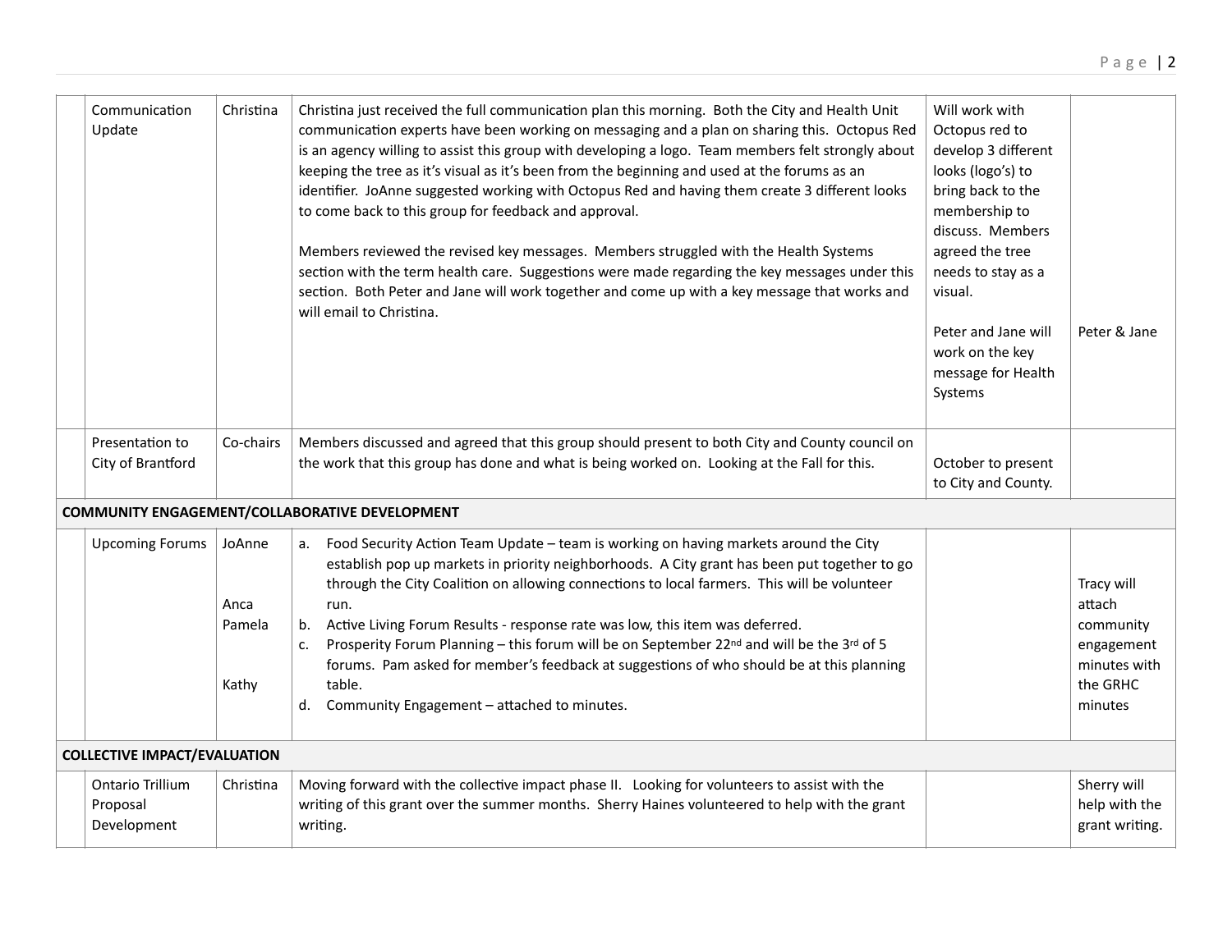| | | | | | |
|---|---|---|---|---|---|
| | Communication Update | Christina | Christina just received the full communication plan this morning. Both the City and Health Unit communication experts have been working on messaging and a plan on sharing this. Octopus Red is an agency willing to assist this group with developing a logo. Team members felt strongly about keeping the tree as it's visual as it's been from the beginning and used at the forums as an identifier. JoAnne suggested working with Octopus Red and having them create 3 different looks to come back to this group for feedback and approval.<br><br>Members reviewed the revised key messages. Members struggled with the Health Systems section with the term health care. Suggestions were made regarding the key messages under this section. Both Peter and Jane will work together and come up with a key message that works and will email to Christina. | Will work with Octopus red to develop 3 different looks (logo's) to bring back to the membership to discuss. Members agreed the tree needs to stay as a visual.<br><br>Peter and Jane will work on the key message for Health Systems | Peter & Jane |
| | Presentation to City of Brantford | Co-chairs | Members discussed and agreed that this group should present to both City and County council on the work that this group has done and what is being worked on. Looking at the Fall for this. | October to present to City and County. | |
| **COMMUNITY ENGAGEMENT/COLLABORATIVE DEVELOPMENT** | | | | | |
| | Upcoming Forums | JoAnne<br><br>Anca<br>Pamela<br><br>Kathy | a. Food Security Action Team Update – team is working on having markets around the City establish pop up markets in priority neighborhoods. A City grant has been put together to go through the City Coalition on allowing connections to local farmers. This will be volunteer run.<br>b. Active Living Forum Results - response rate was low, this item was deferred.<br>c. Prosperity Forum Planning – this forum will be on September 22nd and will be the 3rd of 5 forums. Pam asked for member's feedback at suggestions of who should be at this planning table.<br>d. Community Engagement – attached to minutes. | | Tracy will attach community engagement minutes with the GRHC minutes |
| **COLLECTIVE IMPACT/EVALUATION** | | | | | |
| | Ontario Trillium Proposal Development | Christina | Moving forward with the collective impact phase II. Looking for volunteers to assist with the writing of this grant over the summer months. Sherry Haines volunteered to help with the grant writing. | | Sherry will help with the grant writing. |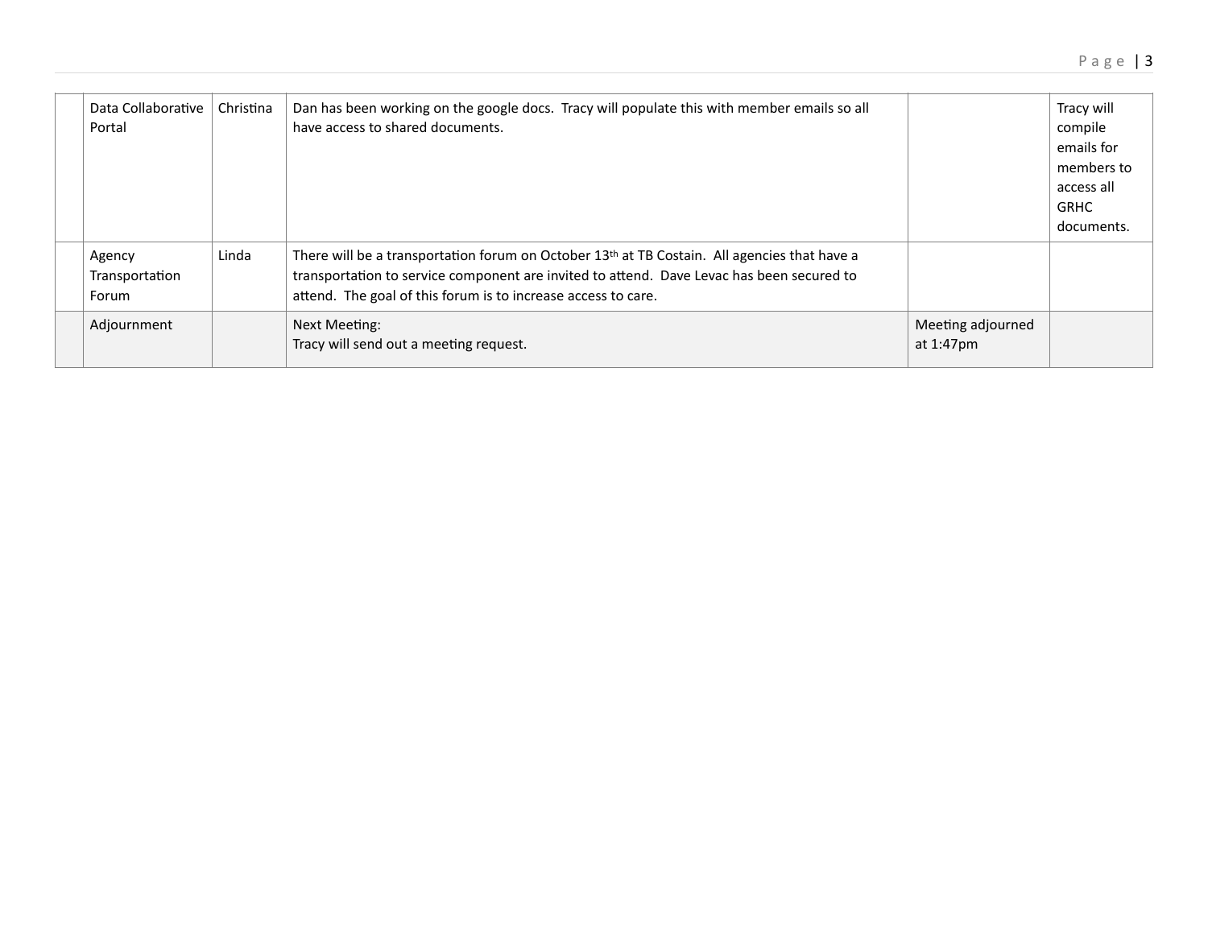| | | | | | |
|---|---|---|---|---|---|
| | Data Collaborative Portal | Christina | Dan has been working on the google docs. Tracy will populate this with member emails so all have access to shared documents. | | Tracy will compile emails for members to access all GRHC documents. |
| | Agency Transportation Forum | Linda | There will be a transportation forum on October 13th at TB Costain. All agencies that have a transportation to service component are invited to attend. Dave Levac has been secured to attend. The goal of this forum is to increase access to care. | | |
| | Adjournment | | Next Meeting:<br>Tracy will send out a meeting request. | Meeting adjourned at 1:47pm | |